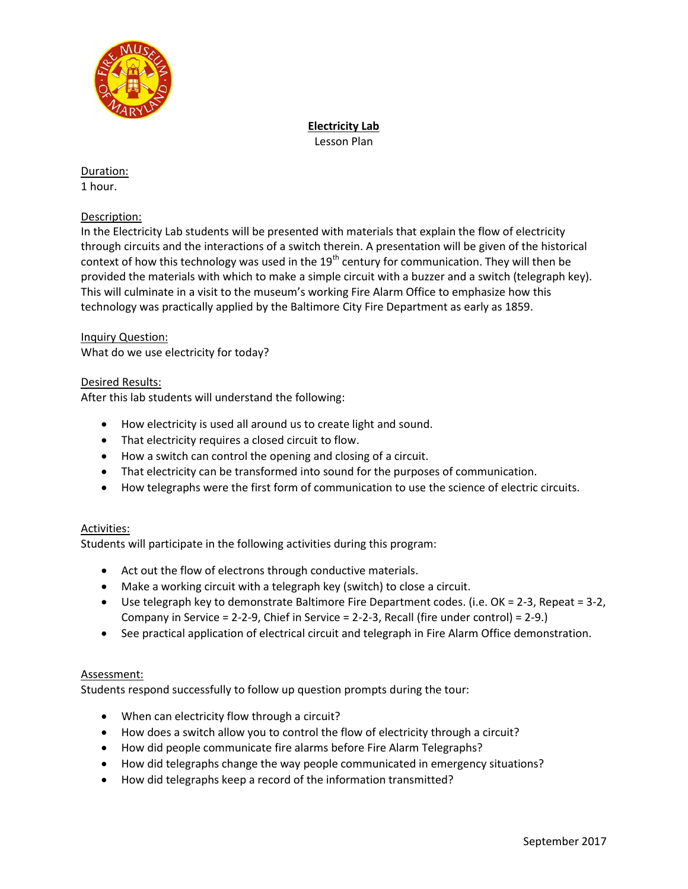# Electricity Lab

Lesson Plan

Duration:

1 hour.

Description:

In the Electricity Lab students will be presented with materials that explain the flow of electricity through circuits and the interactions of a switch therein. A presentation will be given of the historical context of how this technology was used in the 19th century for communication. They will then be provided the materials with which to make a simple circuit with a buzzer and a switch (telegraph key). This will culminate in a visit to the museum's working Fire Alarm Office to emphasize how this technology was practically applied by the Baltimore City Fire Department as early as 1859.

Inquiry Question:

What do we use electricity for today?

Desired Results:

After this lab students will understand the following:

- How electricity is used all around us to create light and sound.
- That electricity requires a closed circuit to flow.
- How a switch can control the opening and closing of a circuit.
- That electricity can be transformed into sound for the purposes of communication.
- How telegraphs were the first form of communication to use the science of electric circuits.

Activities:

Students will participate in the following activities during this program:

- Act out the flow of electrons through conductive materials.
- Make a working circuit with a telegraph key (switch) to close a circuit.
- Use telegraph key to demonstrate Baltimore Fire Department codes. (i.e. OK = 2-3, Repeat = 3-2, Company in Service = 2-2-9, Chief in Service = 2-2-3, Recall (fire under control) = 2-9.)
- See practical application of electrical circuit and telegraph in Fire Alarm Office demonstration.

Assessment:

Students respond successfully to follow up question prompts during the tour:

- When can electricity flow through a circuit?
- How does a switch allow you to control the flow of electricity through a circuit?
- How did people communicate fire alarms before Fire Alarm Telegraphs?
- How did telegraphs change the way people communicated in emergency situations?
- How did telegraphs keep a record of the information transmitted?

September 2017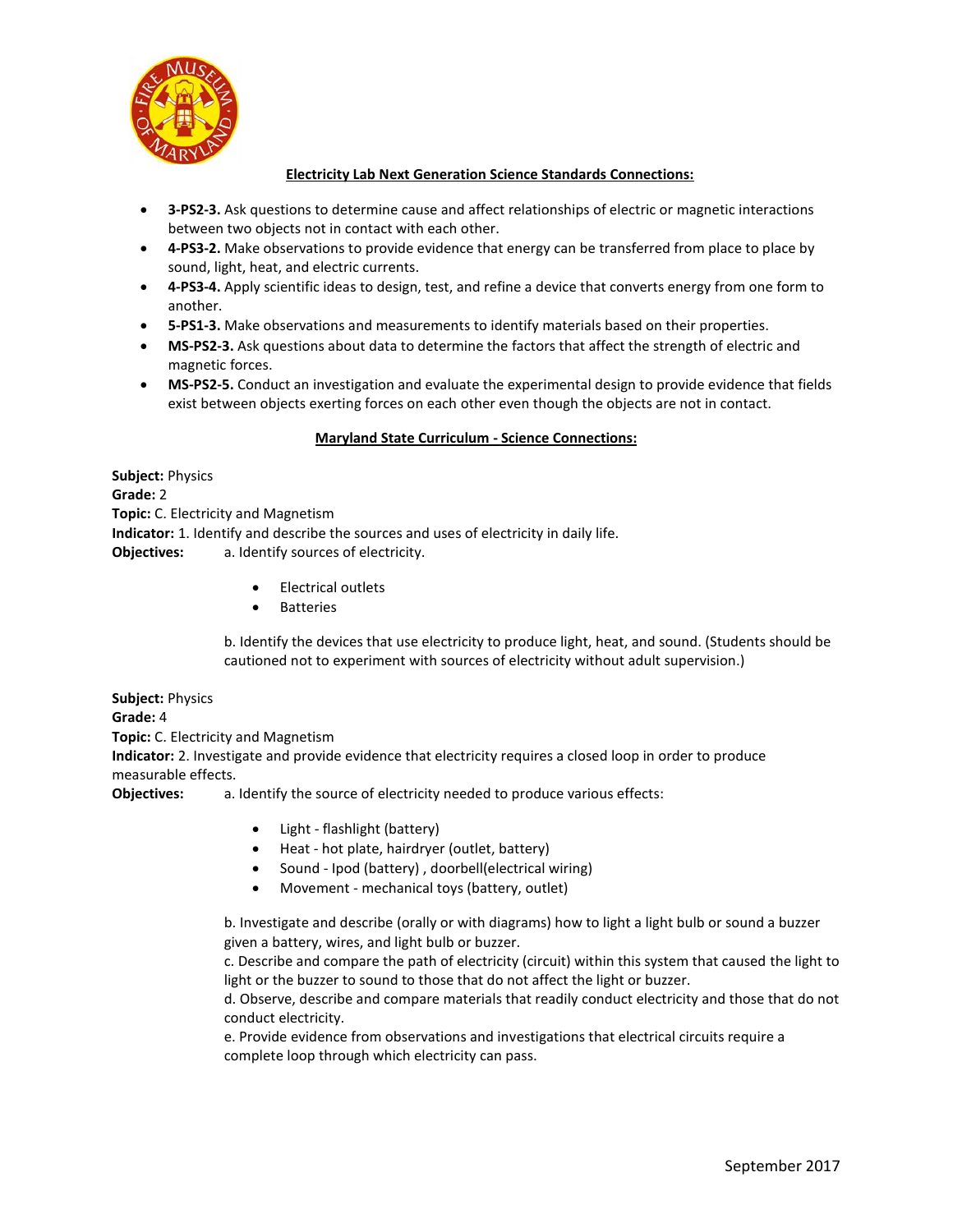## Electricity Lab Next Generation Science Standards Connections:

- **3-PS2-3.** Ask questions to determine cause and affect relationships of electric or magnetic interactions between two objects not in contact with each other.
- **4-PS3-2.** Make observations to provide evidence that energy can be transferred from place to place by sound, light, heat, and electric currents.
- **4-PS3-4.** Apply scientific ideas to design, test, and refine a device that converts energy from one form to another.
- **5-PS1-3.** Make observations and measurements to identify materials based on their properties.
- **MS-PS2-3.** Ask questions about data to determine the factors that affect the strength of electric and magnetic forces.
- **MS-PS2-5.** Conduct an investigation and evaluate the experimental design to provide evidence that fields exist between objects exerting forces on each other even though the objects are not in contact.

## Maryland State Curriculum - Science Connections:

**Subject:** Physics
**Grade:** 2
**Topic:** C. Electricity and Magnetism
**Indicator:** 1. Identify and describe the sources and uses of electricity in daily life.
**Objectives:** a. Identify sources of electricity.

- Electrical outlets
- Batteries

b. Identify the devices that use electricity to produce light, heat, and sound. (Students should be cautioned not to experiment with sources of electricity without adult supervision.)

**Subject:** Physics
**Grade:** 4
**Topic:** C. Electricity and Magnetism
**Indicator:** 2. Investigate and provide evidence that electricity requires a closed loop in order to produce measurable effects.
**Objectives:** a. Identify the source of electricity needed to produce various effects:

- Light - flashlight (battery)
- Heat - hot plate, hairdryer (outlet, battery)
- Sound - Ipod (battery) , doorbell(electrical wiring)
- Movement - mechanical toys (battery, outlet)

b. Investigate and describe (orally or with diagrams) how to light a light bulb or sound a buzzer given a battery, wires, and light bulb or buzzer.
c. Describe and compare the path of electricity (circuit) within this system that caused the light to light or the buzzer to sound to those that do not affect the light or buzzer.
d. Observe, describe and compare materials that readily conduct electricity and those that do not conduct electricity.
e. Provide evidence from observations and investigations that electrical circuits require a complete loop through which electricity can pass.

September 2017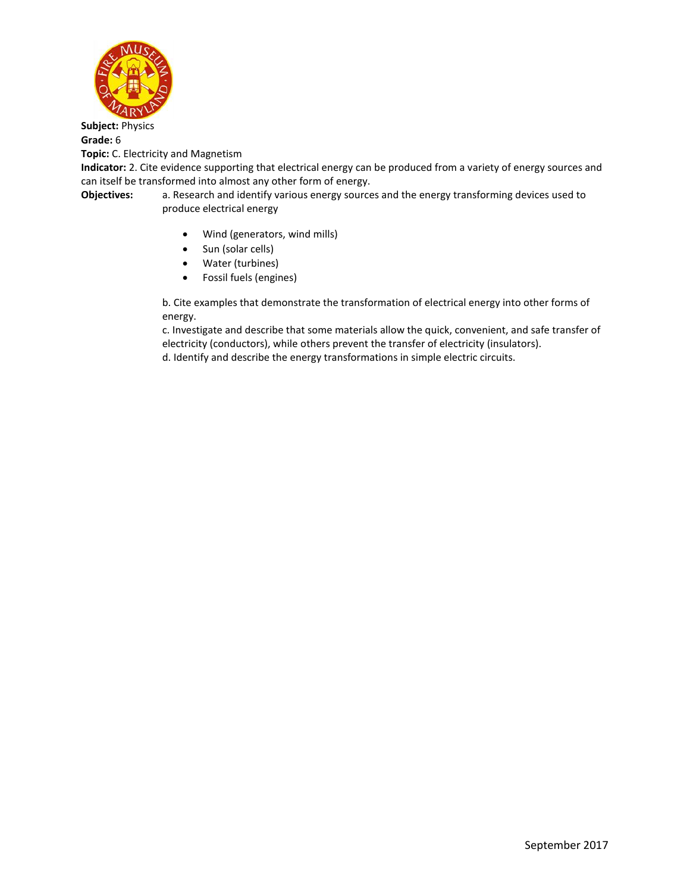**Subject:** Physics
**Grade:** 6
**Topic:** C. Electricity and Magnetism
**Indicator:** 2. Cite evidence supporting that electrical energy can be produced from a variety of energy sources and can itself be transformed into almost any other form of energy.
**Objectives:** a. Research and identify various energy sources and the energy transforming devices used to produce electrical energy

- Wind (generators, wind mills)
- Sun (solar cells)
- Water (turbines)
- Fossil fuels (engines)

b. Cite examples that demonstrate the transformation of electrical energy into other forms of energy.
c. Investigate and describe that some materials allow the quick, convenient, and safe transfer of electricity (conductors), while others prevent the transfer of electricity (insulators).
d. Identify and describe the energy transformations in simple electric circuits.

September 2017